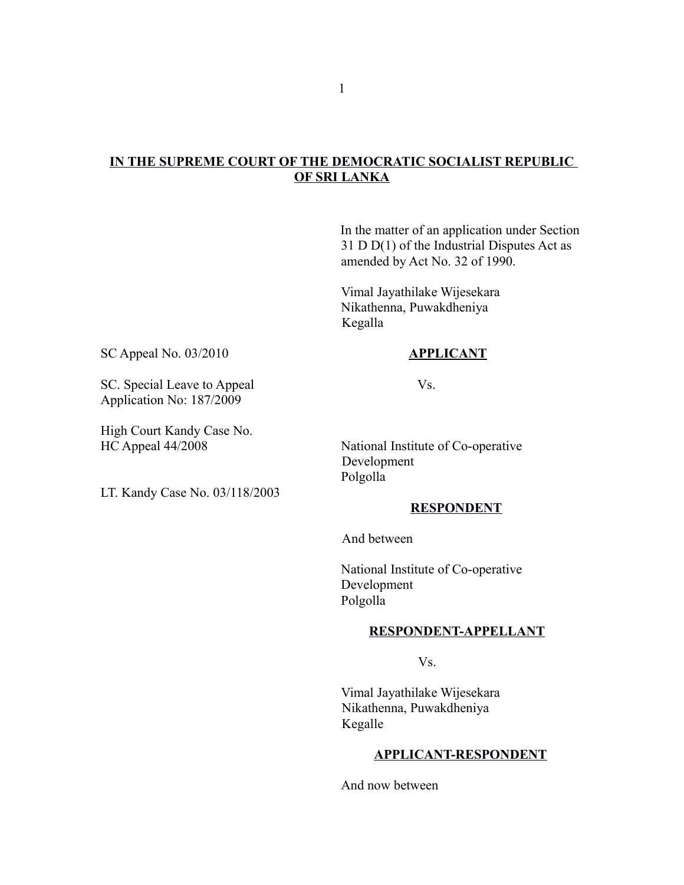**IN THE SUPREME COURT OF THE DEMOCRATIC SOCIALIST REPUBLIC OF SRI LANKA**

In the matter of an application under Section 31 D D(1) of the Industrial Disputes Act as amended by Act No. 32 of 1990.

Vimal Jayathilake Wijesekara
Nikathenna, Puwakdheniya
Kegalla

SC Appeal No. 03/2010

SC. Special Leave to Appeal Application No: 187/2009

High Court Kandy Case No. HC Appeal 44/2008

LT. Kandy Case No. 03/118/2003

**APPLICANT**

Vs.

National Institute of Co-operative Development
Polgolla

**RESPONDENT**

And between

National Institute of Co-operative Development
Polgolla

**RESPONDENT-APPELLANT**

Vs.

Vimal Jayathilake Wijesekara
Nikathenna, Puwakdheniya
Kegalle

**APPLICANT-RESPONDENT**

And now between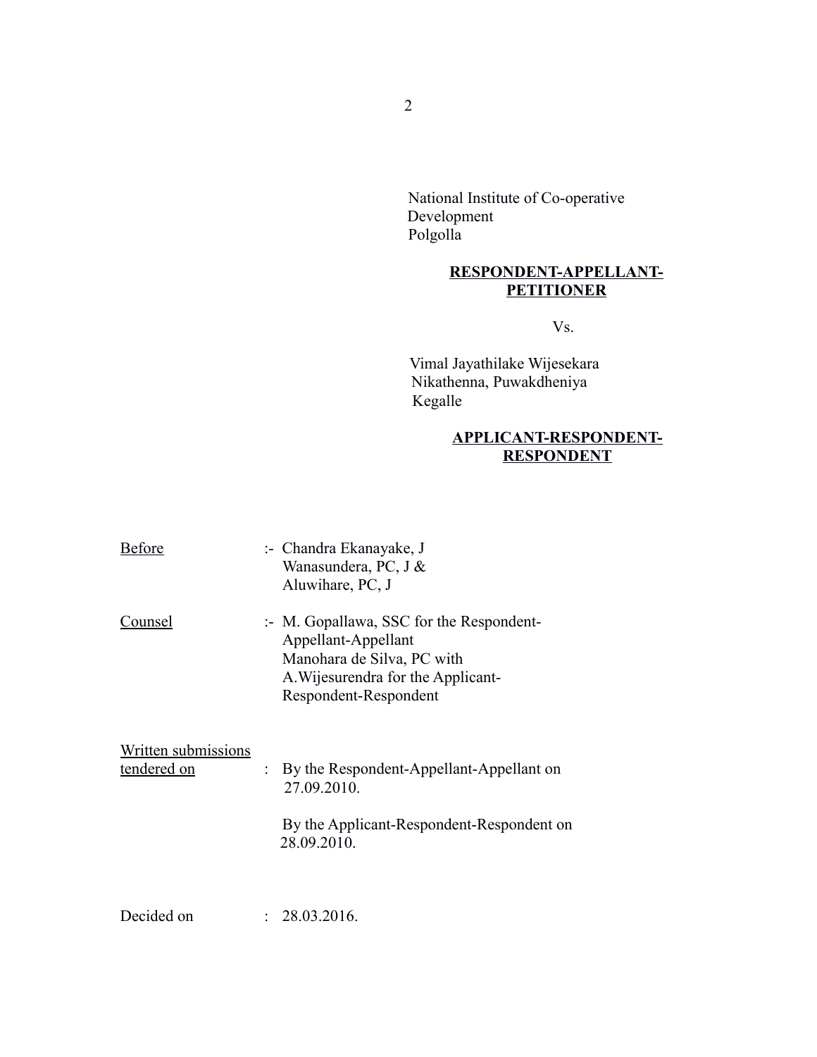National Institute of Co-operative Development
Polgolla

**<u>RESPONDENT-APPELLANT-PETITIONER</u>**

Vs.

Vimal Jayathilake Wijesekara
Nikathenna, Puwakdheniya
Kegalle

**<u>APPLICANT-RESPONDENT-RESPONDENT</u>**

<u>Before</u> :- Chandra Ekanayake, J
Wanasundera, PC, J &
Aluwihare, PC, J

<u>Counsel</u> :- M. Gopallawa, SSC for the Respondent-Appellant-Appellant
Manohara de Silva, PC with A.Wijesurendra for the Applicant-Respondent-Respondent

<u>Written submissions tendered on</u> : By the Respondent-Appellant-Appellant on 27.09.2010.

By the Applicant-Respondent-Respondent on 28.09.2010.

Decided on : 28.03.2016.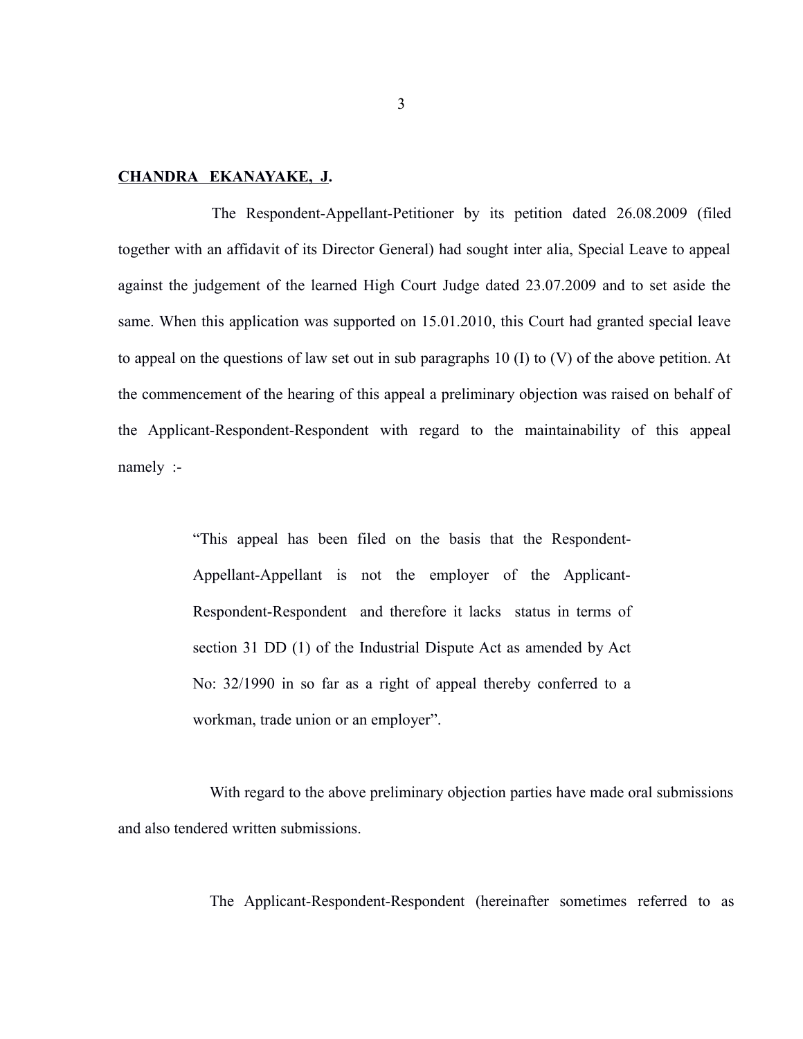**CHANDRA EKANAYAKE, J.**

The Respondent-Appellant-Petitioner by its petition dated 26.08.2009 (filed together with an affidavit of its Director General) had sought inter alia, Special Leave to appeal against the judgement of the learned High Court Judge dated 23.07.2009 and to set aside the same. When this application was supported on 15.01.2010, this Court had granted special leave to appeal on the questions of law set out in sub paragraphs 10 (I) to (V) of the above petition. At the commencement of the hearing of this appeal a preliminary objection was raised on behalf of the Applicant-Respondent-Respondent with regard to the maintainability of this appeal namely :-

> "This appeal has been filed on the basis that the Respondent-Appellant-Appellant is not the employer of the Applicant-Respondent-Respondent and therefore it lacks status in terms of section 31 DD (1) of the Industrial Dispute Act as amended by Act No: 32/1990 in so far as a right of appeal thereby conferred to a workman, trade union or an employer".

With regard to the above preliminary objection parties have made oral submissions and also tendered written submissions.

The Applicant-Respondent-Respondent (hereinafter sometimes referred to as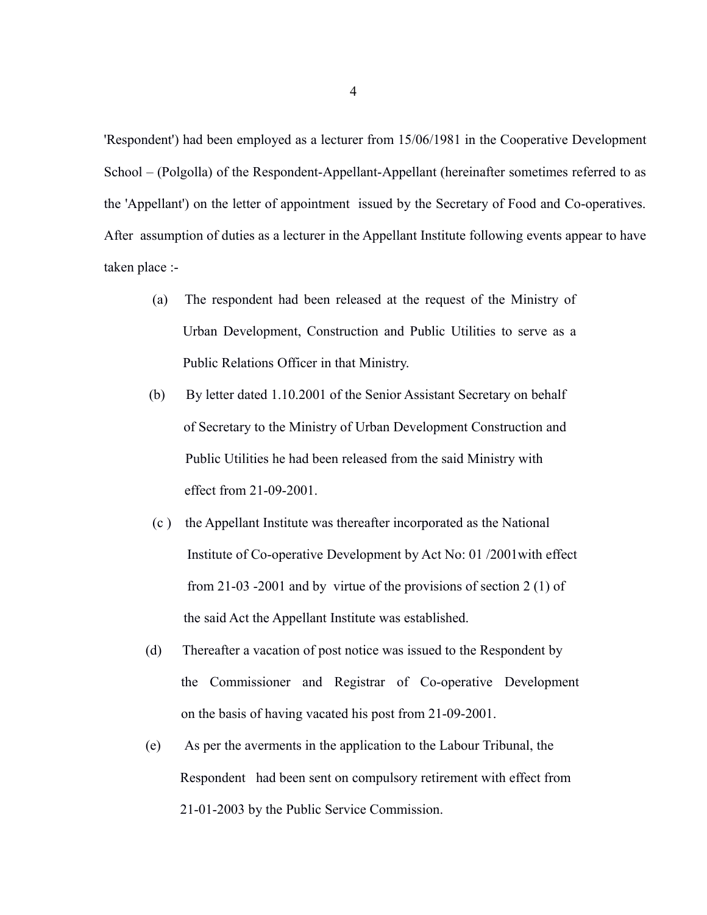'Respondent') had been employed as a lecturer from 15/06/1981 in the Cooperative Development School – (Polgolla) of the Respondent-Appellant-Appellant (hereinafter sometimes referred to as the 'Appellant') on the letter of appointment issued by the Secretary of Food and Co-operatives. After assumption of duties as a lecturer in the Appellant Institute following events appear to have taken place :-

(a) The respondent had been released at the request of the Ministry of Urban Development, Construction and Public Utilities to serve as a Public Relations Officer in that Ministry.

(b) By letter dated 1.10.2001 of the Senior Assistant Secretary on behalf of Secretary to the Ministry of Urban Development Construction and Public Utilities he had been released from the said Ministry with effect from 21-09-2001.

(c ) the Appellant Institute was thereafter incorporated as the National Institute of Co-operative Development by Act No: 01 /2001with effect from 21-03 -2001 and by virtue of the provisions of section 2 (1) of the said Act the Appellant Institute was established.

(d) Thereafter a vacation of post notice was issued to the Respondent by the Commissioner and Registrar of Co-operative Development on the basis of having vacated his post from 21-09-2001.

(e) As per the averments in the application to the Labour Tribunal, the Respondent had been sent on compulsory retirement with effect from 21-01-2003 by the Public Service Commission.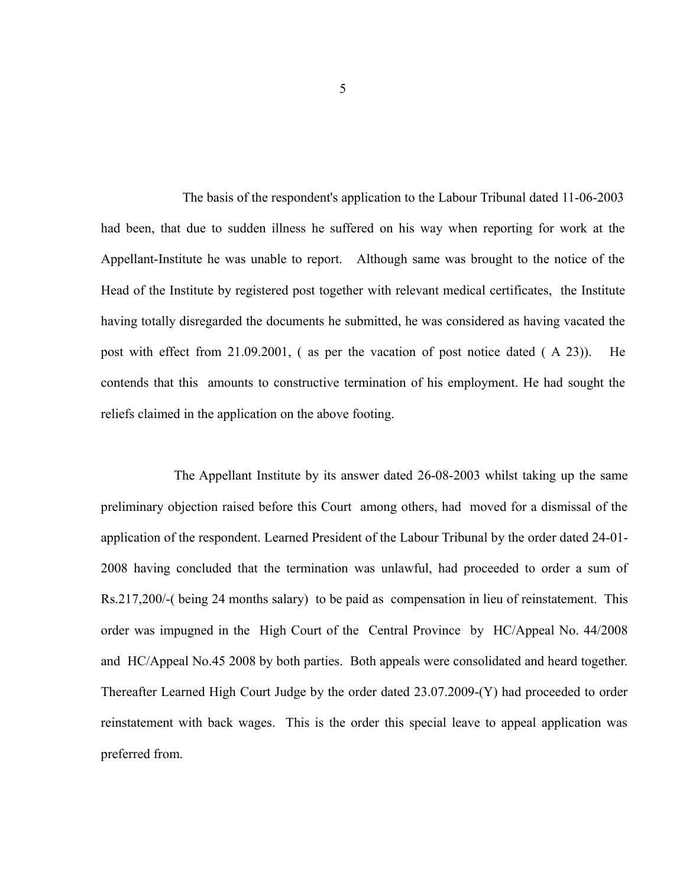The basis of the respondent's application to the Labour Tribunal dated 11-06-2003 had been, that due to sudden illness he suffered on his way when reporting for work at the Appellant-Institute he was unable to report. Although same was brought to the notice of the Head of the Institute by registered post together with relevant medical certificates, the Institute having totally disregarded the documents he submitted, he was considered as having vacated the post with effect from 21.09.2001, ( as per the vacation of post notice dated ( A 23)). He contends that this amounts to constructive termination of his employment. He had sought the reliefs claimed in the application on the above footing.

The Appellant Institute by its answer dated 26-08-2003 whilst taking up the same preliminary objection raised before this Court among others, had moved for a dismissal of the application of the respondent. Learned President of the Labour Tribunal by the order dated 24-01-2008 having concluded that the termination was unlawful, had proceeded to order a sum of Rs.217,200/-( being 24 months salary) to be paid as compensation in lieu of reinstatement. This order was impugned in the High Court of the Central Province by HC/Appeal No. 44/2008 and HC/Appeal No.45 2008 by both parties. Both appeals were consolidated and heard together. Thereafter Learned High Court Judge by the order dated 23.07.2009-(Y) had proceeded to order reinstatement with back wages. This is the order this special leave to appeal application was preferred from.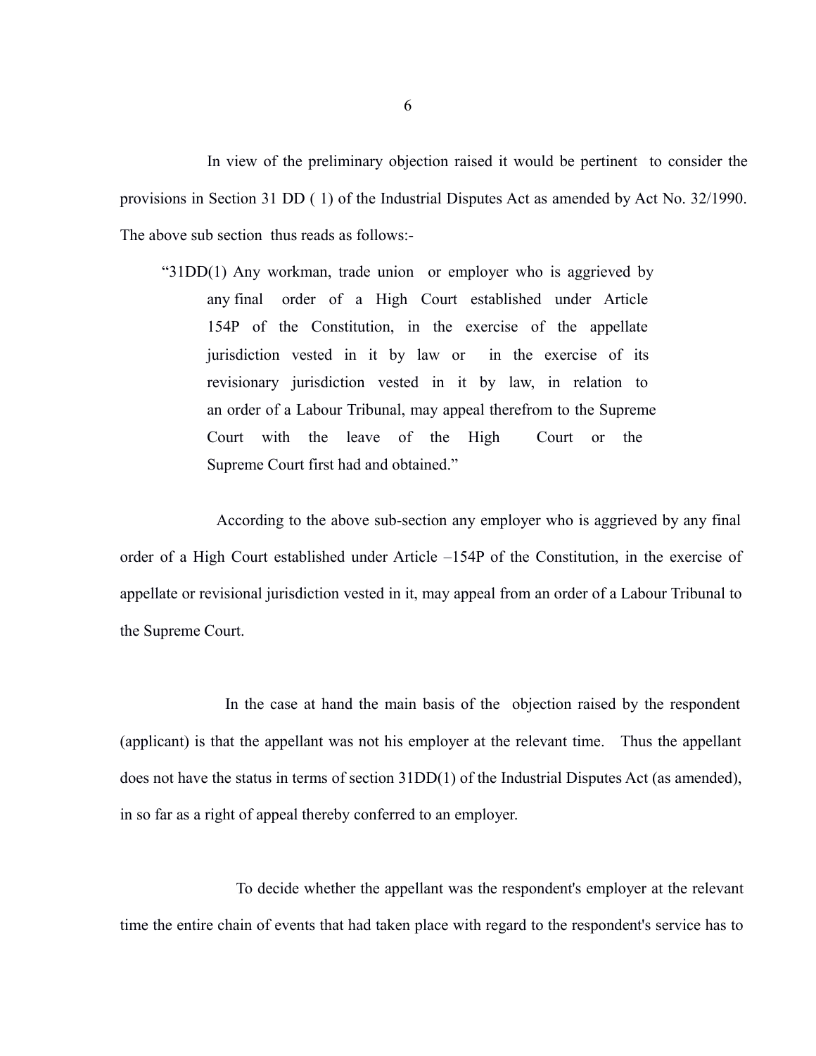In view of the preliminary objection raised it would be pertinent to consider the provisions in Section 31 DD ( 1) of the Industrial Disputes Act as amended by Act No. 32/1990. The above sub section thus reads as follows:-

> "31DD(1) Any workman, trade union or employer who is aggrieved by any final order of a High Court established under Article 154P of the Constitution, in the exercise of the appellate jurisdiction vested in it by law or in the exercise of its revisionary jurisdiction vested in it by law, in relation to an order of a Labour Tribunal, may appeal therefrom to the Supreme Court with the leave of the High Court or the Supreme Court first had and obtained."

According to the above sub-section any employer who is aggrieved by any final order of a High Court established under Article –154P of the Constitution, in the exercise of appellate or revisional jurisdiction vested in it, may appeal from an order of a Labour Tribunal to the Supreme Court.

In the case at hand the main basis of the objection raised by the respondent (applicant) is that the appellant was not his employer at the relevant time. Thus the appellant does not have the status in terms of section 31DD(1) of the Industrial Disputes Act (as amended), in so far as a right of appeal thereby conferred to an employer.

To decide whether the appellant was the respondent's employer at the relevant time the entire chain of events that had taken place with regard to the respondent's service has to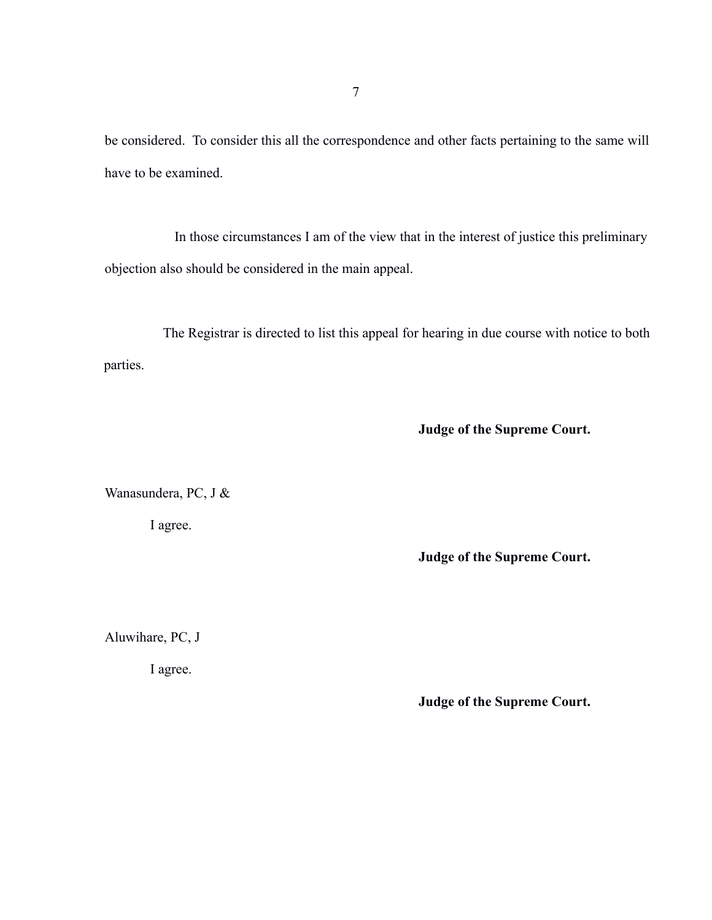be considered. To consider this all the correspondence and other facts pertaining to the same will have to be examined.

In those circumstances I am of the view that in the interest of justice this preliminary objection also should be considered in the main appeal.

The Registrar is directed to list this appeal for hearing in due course with notice to both parties.

**Judge of the Supreme Court.**

Wanasundera, PC, J &

I agree.

**Judge of the Supreme Court.**

Aluwihare, PC, J

I agree.

**Judge of the Supreme Court.**